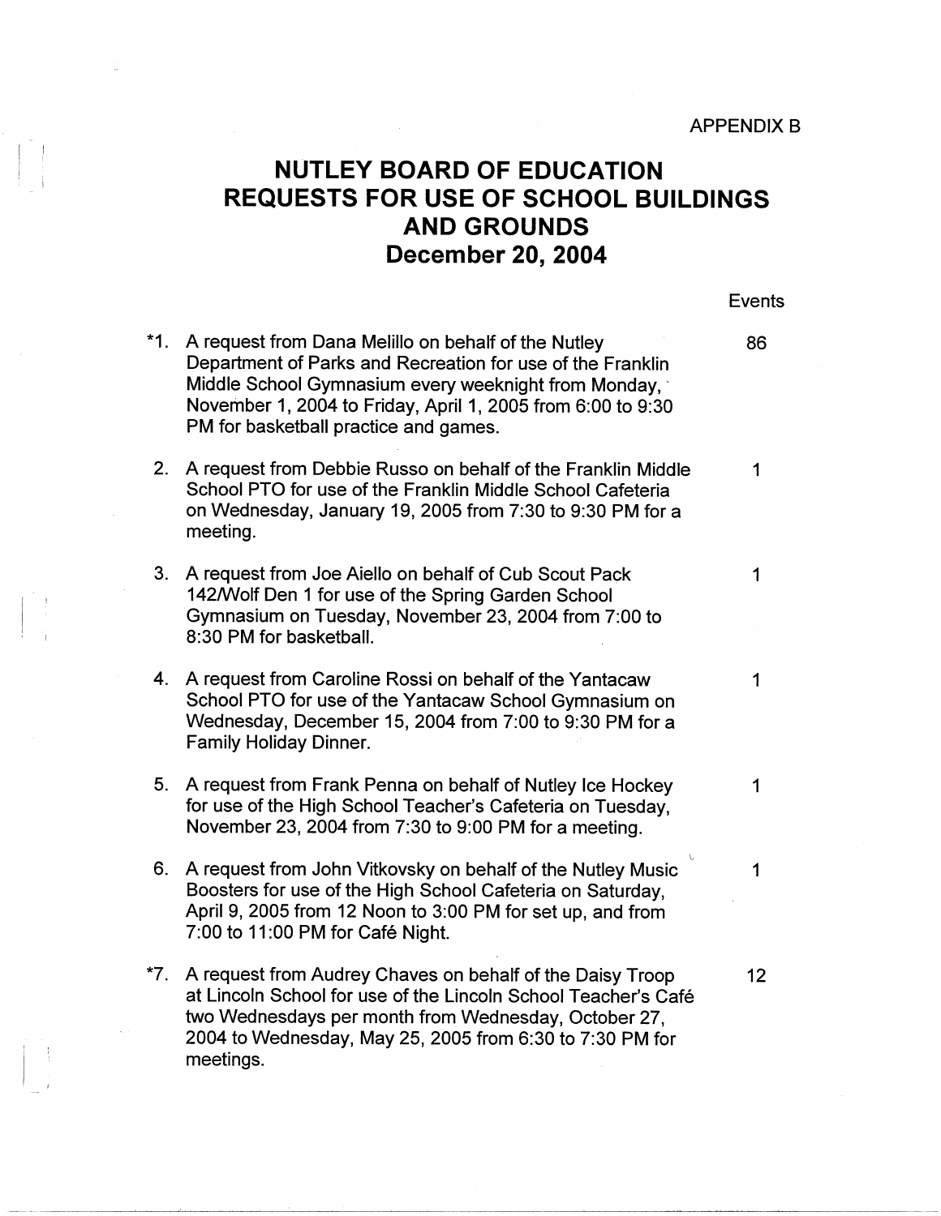APPENDIX B

# NUTLEY BOARD OF EDUCATION
# REQUESTS FOR USE OF SCHOOL BUILDINGS AND GROUNDS
# December 20, 2004

| | Request | Events |
|---|---|---|
| *1. | A request from Dana Melillo on behalf of the Nutley Department of Parks and Recreation for use of the Franklin Middle School Gymnasium every weeknight from Monday, November 1, 2004 to Friday, April 1, 2005 from 6:00 to 9:30 PM for basketball practice and games. | 86 |
| 2. | A request from Debbie Russo on behalf of the Franklin Middle School PTO for use of the Franklin Middle School Cafeteria on Wednesday, January 19, 2005 from 7:30 to 9:30 PM for a meeting. | 1 |
| 3. | A request from Joe Aiello on behalf of Cub Scout Pack 142/Wolf Den 1 for use of the Spring Garden School Gymnasium on Tuesday, November 23, 2004 from 7:00 to 8:30 PM for basketball. | 1 |
| 4. | A request from Caroline Rossi on behalf of the Yantacaw School PTO for use of the Yantacaw School Gymnasium on Wednesday, December 15, 2004 from 7:00 to 9:30 PM for a Family Holiday Dinner. | 1 |
| 5. | A request from Frank Penna on behalf of Nutley Ice Hockey for use of the High School Teacher's Cafeteria on Tuesday, November 23, 2004 from 7:30 to 9:00 PM for a meeting. | 1 |
| 6. | A request from John Vitkovsky on behalf of the Nutley Music Boosters for use of the High School Cafeteria on Saturday, April 9, 2005 from 12 Noon to 3:00 PM for set up, and from 7:00 to 11:00 PM for Café Night. | 1 |
| *7. | A request from Audrey Chaves on behalf of the Daisy Troop at Lincoln School for use of the Lincoln School Teacher's Café two Wednesdays per month from Wednesday, October 27, 2004 to Wednesday, May 25, 2005 from 6:30 to 7:30 PM for meetings. | 12 |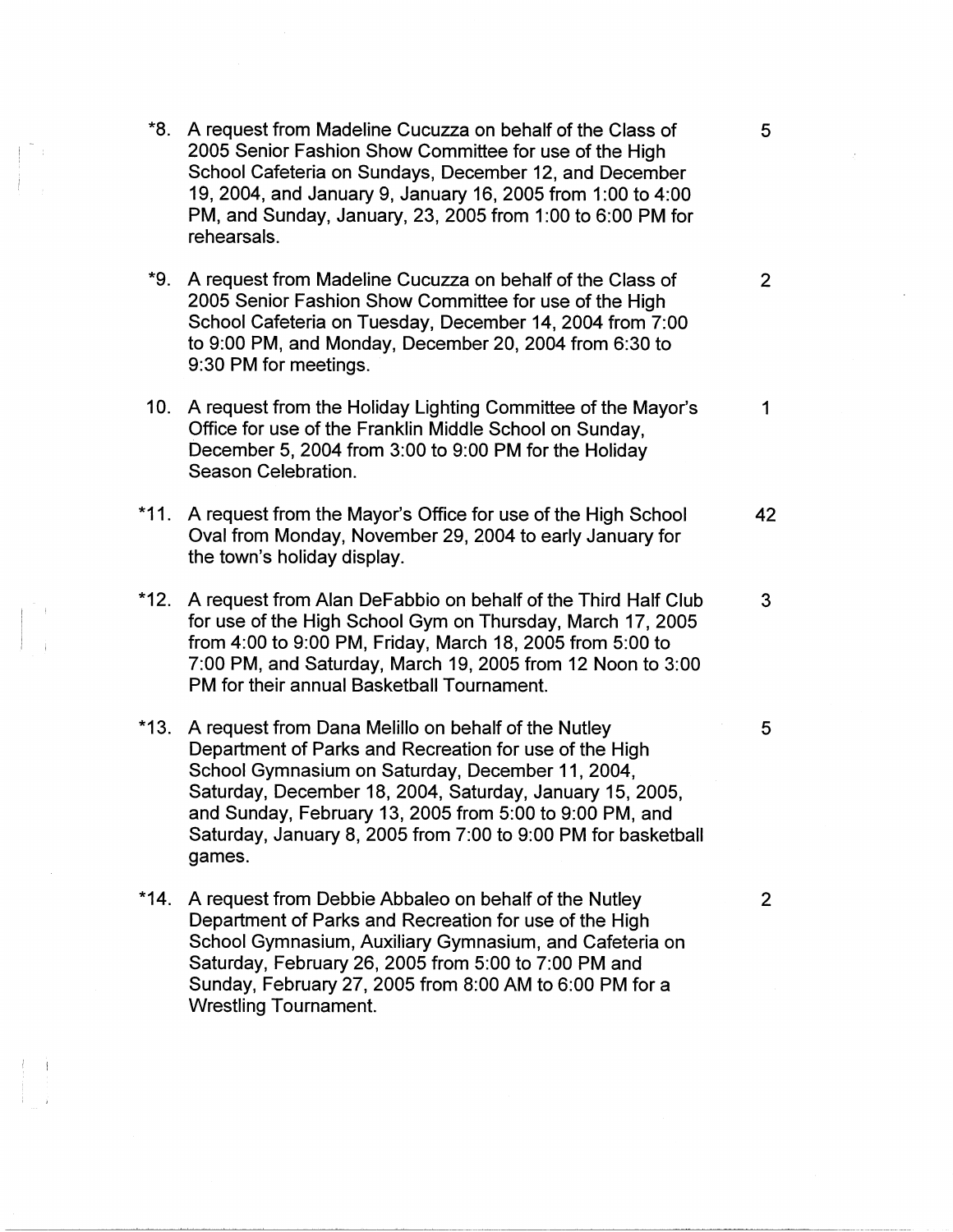| | | |
|---|---|---|
| *8. | A request from Madeline Cucuzza on behalf of the Class of 2005 Senior Fashion Show Committee for use of the High School Cafeteria on Sundays, December 12, and December 19, 2004, and January 9, January 16, 2005 from 1:00 to 4:00 PM, and Sunday, January, 23, 2005 from 1:00 to 6:00 PM for rehearsals. | 5 |
| *9. | A request from Madeline Cucuzza on behalf of the Class of 2005 Senior Fashion Show Committee for use of the High School Cafeteria on Tuesday, December 14, 2004 from 7:00 to 9:00 PM, and Monday, December 20, 2004 from 6:30 to 9:30 PM for meetings. | 2 |
| 10. | A request from the Holiday Lighting Committee of the Mayor's Office for use of the Franklin Middle School on Sunday, December 5, 2004 from 3:00 to 9:00 PM for the Holiday Season Celebration. | 1 |
| *11. | A request from the Mayor's Office for use of the High School Oval from Monday, November 29, 2004 to early January for the town's holiday display. | 42 |
| *12. | A request from Alan DeFabbio on behalf of the Third Half Club for use of the High School Gym on Thursday, March 17, 2005 from 4:00 to 9:00 PM, Friday, March 18, 2005 from 5:00 to 7:00 PM, and Saturday, March 19, 2005 from 12 Noon to 3:00 PM for their annual Basketball Tournament. | 3 |
| *13. | A request from Dana Melillo on behalf of the Nutley Department of Parks and Recreation for use of the High School Gymnasium on Saturday, December 11, 2004, Saturday, December 18, 2004, Saturday, January 15, 2005, and Sunday, February 13, 2005 from 5:00 to 9:00 PM, and Saturday, January 8, 2005 from 7:00 to 9:00 PM for basketball games. | 5 |
| *14. | A request from Debbie Abbaleo on behalf of the Nutley Department of Parks and Recreation for use of the High School Gymnasium, Auxiliary Gymnasium, and Cafeteria on Saturday, February 26, 2005 from 5:00 to 7:00 PM and Sunday, February 27, 2005 from 8:00 AM to 6:00 PM for a Wrestling Tournament. | 2 |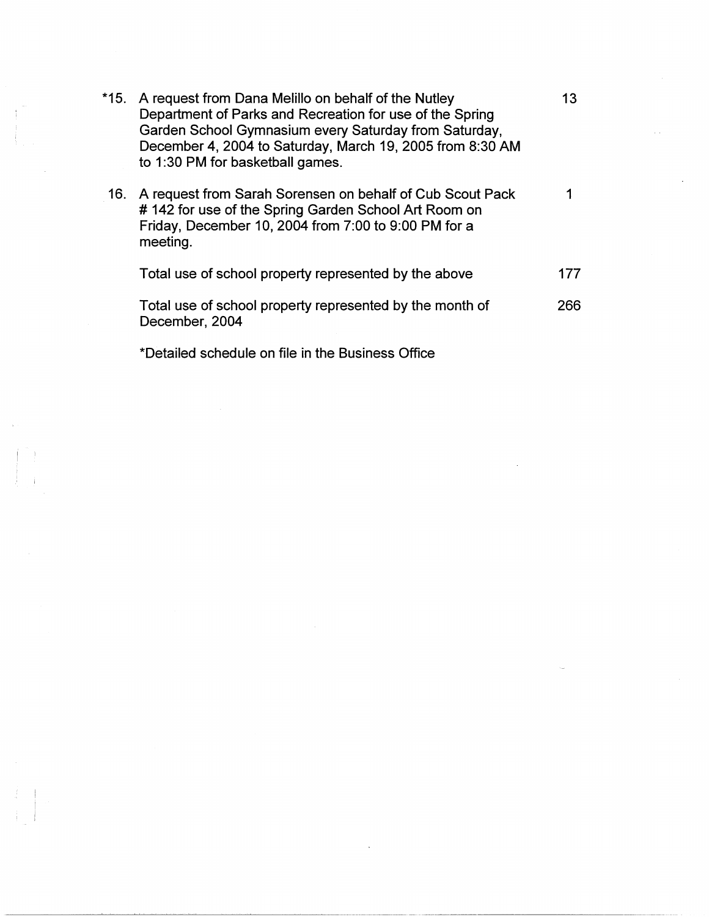| | | |
|---|---|---|
| *15. | A request from Dana Melillo on behalf of the Nutley Department of Parks and Recreation for use of the Spring Garden School Gymnasium every Saturday from Saturday, December 4, 2004 to Saturday, March 19, 2005 from 8:30 AM to 1:30 PM for basketball games. | 13 |
| 16. | A request from Sarah Sorensen on behalf of Cub Scout Pack # 142 for use of the Spring Garden School Art Room on Friday, December 10, 2004 from 7:00 to 9:00 PM for a meeting. | 1 |
| | Total use of school property represented by the above | 177 |
| | Total use of school property represented by the month of December, 2004 | 266 |

*Detailed schedule on file in the Business Office